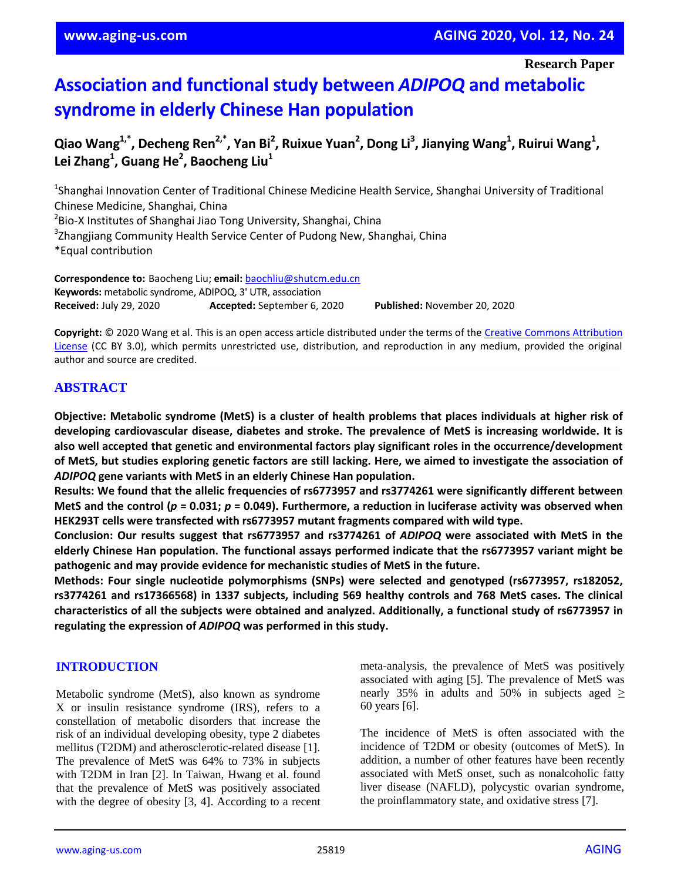Research Paper

# Association and functional study between *ADIPOQ* and metabolic syndrome in elderly Chinese Han population

**Qiao Wang[1,*], Decheng Ren[2,*], Yan Bi[2], Ruixue Yuan[2], Dong Li[3], Jianying Wang[1], Ruirui Wang[1], Lei Zhang[1], Guang He[2], Baocheng Liu[1]**

[1]Shanghai Innovation Center of Traditional Chinese Medicine Health Service, Shanghai University of Traditional Chinese Medicine, Shanghai, China
[2]Bio-X Institutes of Shanghai Jiao Tong University, Shanghai, China
[3]Zhangjiang Community Health Service Center of Pudong New, Shanghai, China
*Equal contribution

**Correspondence to:** Baocheng Liu; **email:** baochliu@shutcm.edu.cn
**Keywords:** metabolic syndrome, ADIPOQ, 3' UTR, association
**Received:** July 29, 2020 **Accepted:** September 6, 2020 **Published:** November 20, 2020

**Copyright:** © 2020 Wang et al. This is an open access article distributed under the terms of the Creative Commons Attribution License (CC BY 3.0), which permits unrestricted use, distribution, and reproduction in any medium, provided the original author and source are credited.

## ABSTRACT

**Objective: Metabolic syndrome (MetS) is a cluster of health problems that places individuals at higher risk of developing cardiovascular disease, diabetes and stroke. The prevalence of MetS is increasing worldwide. It is also well accepted that genetic and environmental factors play significant roles in the occurrence/development of MetS, but studies exploring genetic factors are still lacking. Here, we aimed to investigate the association of *ADIPOQ* gene variants with MetS in an elderly Chinese Han population.**

**Results: We found that the allelic frequencies of rs6773957 and rs3774261 were significantly different between MetS and the control ($p$ = 0.031; $p$ = 0.049). Furthermore, a reduction in luciferase activity was observed when HEK293T cells were transfected with rs6773957 mutant fragments compared with wild type.**

**Conclusion: Our results suggest that rs6773957 and rs3774261 of *ADIPOQ* were associated with MetS in the elderly Chinese Han population. The functional assays performed indicate that the rs6773957 variant might be pathogenic and may provide evidence for mechanistic studies of MetS in the future.**

**Methods: Four single nucleotide polymorphisms (SNPs) were selected and genotyped (rs6773957, rs182052, rs3774261 and rs17366568) in 1337 subjects, including 569 healthy controls and 768 MetS cases. The clinical characteristics of all the subjects were obtained and analyzed. Additionally, a functional study of rs6773957 in regulating the expression of *ADIPOQ* was performed in this study.**

## INTRODUCTION

Metabolic syndrome (MetS), also known as syndrome X or insulin resistance syndrome (IRS), refers to a constellation of metabolic disorders that increase the risk of an individual developing obesity, type 2 diabetes mellitus (T2DM) and atherosclerotic-related disease [1]. The prevalence of MetS was 64% to 73% in subjects with T2DM in Iran [2]. In Taiwan, Hwang et al. found that the prevalence of MetS was positively associated with the degree of obesity [3, 4]. According to a recent meta-analysis, the prevalence of MetS was positively associated with aging [5]. The prevalence of MetS was nearly 35% in adults and 50% in subjects aged ≥ 60 years [6].

The incidence of MetS is often associated with the incidence of T2DM or obesity (outcomes of MetS). In addition, a number of other features have been recently associated with MetS onset, such as nonalcoholic fatty liver disease (NAFLD), polycystic ovarian syndrome, the proinflammatory state, and oxidative stress [7].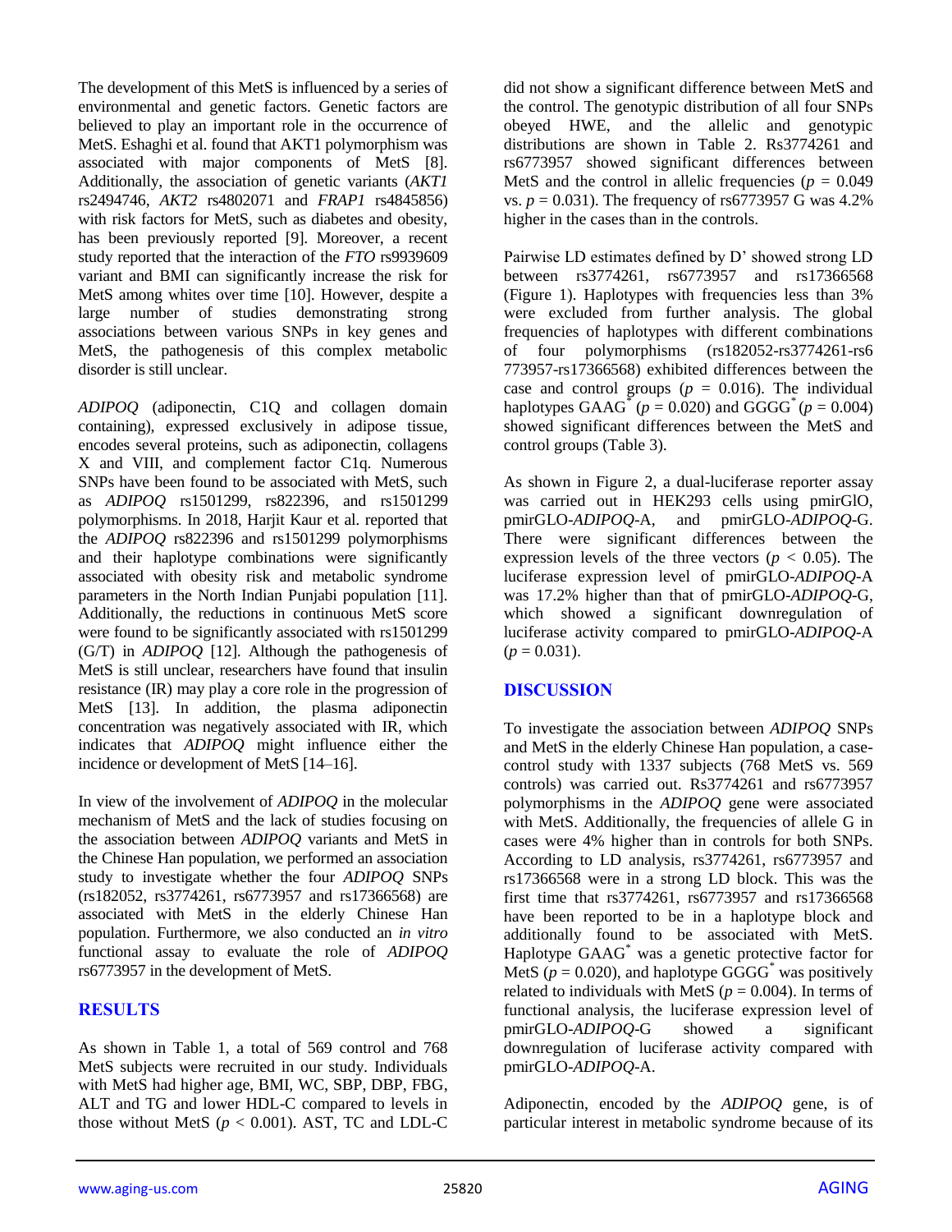The development of this MetS is influenced by a series of environmental and genetic factors. Genetic factors are believed to play an important role in the occurrence of MetS. Eshaghi et al. found that AKT1 polymorphism was associated with major components of MetS [8]. Additionally, the association of genetic variants (*AKT1* rs2494746, *AKT2* rs4802071 and *FRAP1* rs4845856) with risk factors for MetS, such as diabetes and obesity, has been previously reported [9]. Moreover, a recent study reported that the interaction of the *FTO* rs9939609 variant and BMI can significantly increase the risk for MetS among whites over time [10]. However, despite a large number of studies demonstrating strong associations between various SNPs in key genes and MetS, the pathogenesis of this complex metabolic disorder is still unclear.

*ADIPOQ* (adiponectin, C1Q and collagen domain containing), expressed exclusively in adipose tissue, encodes several proteins, such as adiponectin, collagens X and VIII, and complement factor C1q. Numerous SNPs have been found to be associated with MetS, such as *ADIPOQ* rs1501299, rs822396, and rs1501299 polymorphisms. In 2018, Harjit Kaur et al. reported that the *ADIPOQ* rs822396 and rs1501299 polymorphisms and their haplotype combinations were significantly associated with obesity risk and metabolic syndrome parameters in the North Indian Punjabi population [11]. Additionally, the reductions in continuous MetS score were found to be significantly associated with rs1501299 (G/T) in *ADIPOQ* [12]. Although the pathogenesis of MetS is still unclear, researchers have found that insulin resistance (IR) may play a core role in the progression of MetS [13]. In addition, the plasma adiponectin concentration was negatively associated with IR, which indicates that *ADIPOQ* might influence either the incidence or development of MetS [14–16].

In view of the involvement of *ADIPOQ* in the molecular mechanism of MetS and the lack of studies focusing on the association between *ADIPOQ* variants and MetS in the Chinese Han population, we performed an association study to investigate whether the four *ADIPOQ* SNPs (rs182052, rs3774261, rs6773957 and rs17366568) are associated with MetS in the elderly Chinese Han population. Furthermore, we also conducted an *in vitro* functional assay to evaluate the role of *ADIPOQ* rs6773957 in the development of MetS.

## RESULTS

As shown in Table 1, a total of 569 control and 768 MetS subjects were recruited in our study. Individuals with MetS had higher age, BMI, WC, SBP, DBP, FBG, ALT and TG and lower HDL-C compared to levels in those without MetS ($p < 0.001$). AST, TC and LDL-C did not show a significant difference between MetS and the control. The genotypic distribution of all four SNPs obeyed HWE, and the allelic and genotypic distributions are shown in Table 2. Rs3774261 and rs6773957 showed significant differences between MetS and the control in allelic frequencies ($p = 0.049$ vs. $p = 0.031$). The frequency of rs6773957 G was 4.2% higher in the cases than in the controls.

Pairwise LD estimates defined by D' showed strong LD between rs3774261, rs6773957 and rs17366568 (Figure 1). Haplotypes with frequencies less than 3% were excluded from further analysis. The global frequencies of haplotypes with different combinations of four polymorphisms (rs182052-rs3774261-rs6773957-rs17366568) exhibited differences between the case and control groups ($p = 0.016$). The individual haplotypes GAAG* ($p = 0.020$) and GGGG* ($p = 0.004$) showed significant differences between the MetS and control groups (Table 3).

As shown in Figure 2, a dual-luciferase reporter assay was carried out in HEK293 cells using pmirGlO, pmirGLO-*ADIPOQ*-A, and pmirGLO-*ADIPOQ*-G. There were significant differences between the expression levels of the three vectors ($p < 0.05$). The luciferase expression level of pmirGLO-*ADIPOQ*-A was 17.2% higher than that of pmirGLO-*ADIPOQ*-G, which showed a significant downregulation of luciferase activity compared to pmirGLO-*ADIPOQ*-A ($p = 0.031$).

## DISCUSSION

To investigate the association between *ADIPOQ* SNPs and MetS in the elderly Chinese Han population, a case-control study with 1337 subjects (768 MetS vs. 569 controls) was carried out. Rs3774261 and rs6773957 polymorphisms in the *ADIPOQ* gene were associated with MetS. Additionally, the frequencies of allele G in cases were 4% higher than in controls for both SNPs. According to LD analysis, rs3774261, rs6773957 and rs17366568 were in a strong LD block. This was the first time that rs3774261, rs6773957 and rs17366568 have been reported to be in a haplotype block and additionally found to be associated with MetS. Haplotype GAAG* was a genetic protective factor for MetS ($p = 0.020$), and haplotype GGGG* was positively related to individuals with MetS ($p = 0.004$). In terms of functional analysis, the luciferase expression level of pmirGLO-*ADIPOQ*-G showed a significant downregulation of luciferase activity compared with pmirGLO-*ADIPOQ*-A.

Adiponectin, encoded by the *ADIPOQ* gene, is of particular interest in metabolic syndrome because of its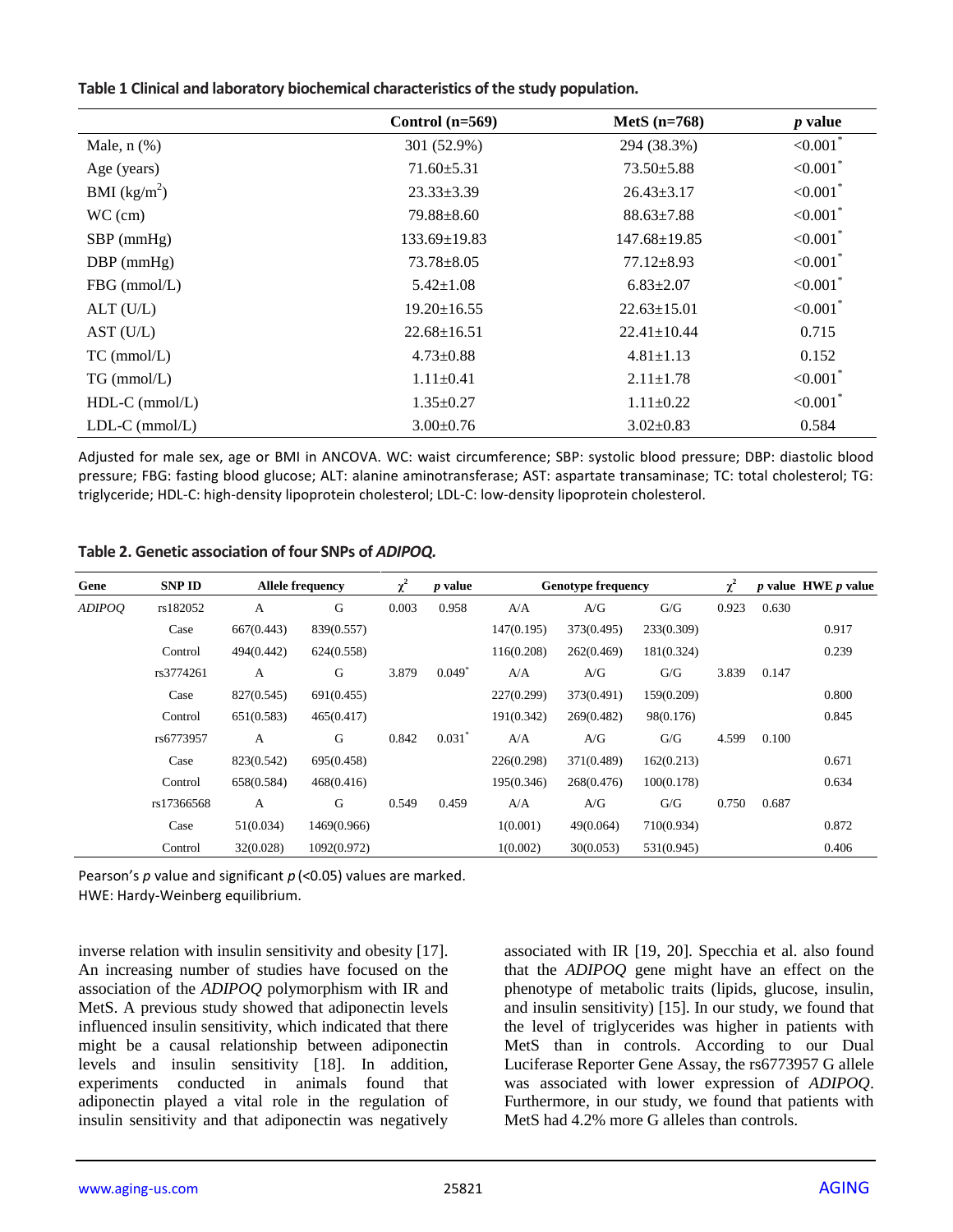**Table 1 Clinical and laboratory biochemical characteristics of the study population.**

| | Control (n=569) | MetS (n=768) | *p* value |
|---|---|---|---|
| Male, n (%) | 301 (52.9%) | 294 (38.3%) | <0.001* |
| Age (years) | 71.60±5.31 | 73.50±5.88 | <0.001* |
| BMI (kg/m$^2$) | 23.33±3.39 | 26.43±3.17 | <0.001* |
| WC (cm) | 79.88±8.60 | 88.63±7.88 | <0.001* |
| SBP (mmHg) | 133.69±19.83 | 147.68±19.85 | <0.001* |
| DBP (mmHg) | 73.78±8.05 | 77.12±8.93 | <0.001* |
| FBG (mmol/L) | 5.42±1.08 | 6.83±2.07 | <0.001* |
| ALT (U/L) | 19.20±16.55 | 22.63±15.01 | <0.001* |
| AST (U/L) | 22.68±16.51 | 22.41±10.44 | 0.715 |
| TC (mmol/L) | 4.73±0.88 | 4.81±1.13 | 0.152 |
| TG (mmol/L) | 1.11±0.41 | 2.11±1.78 | <0.001* |
| HDL-C (mmol/L) | 1.35±0.27 | 1.11±0.22 | <0.001* |
| LDL-C (mmol/L) | 3.00±0.76 | 3.02±0.83 | 0.584 |

Adjusted for male sex, age or BMI in ANCOVA. WC: waist circumference; SBP: systolic blood pressure; DBP: diastolic blood pressure; FBG: fasting blood glucose; ALT: alanine aminotransferase; AST: aspartate transaminase; TC: total cholesterol; TG: triglyceride; HDL-C: high-density lipoprotein cholesterol; LDL-C: low-density lipoprotein cholesterol.

**Table 2. Genetic association of four SNPs of *ADIPOQ*.**

| Gene | SNP ID | Allele frequency | | $\chi^2$ | *p* value | Genotype frequency | | | $\chi^2$ | *p* value | HWE *p* value |
|---|---|---|---|---|---|---|---|---|---|---|---|
| *ADIPOQ* | rs182052 | A | G | 0.003 | 0.958 | A/A | A/G | G/G | 0.923 | 0.630 | |
| | Case | 667(0.443) | 839(0.557) | | | 147(0.195) | 373(0.495) | 233(0.309) | | | 0.917 |
| | Control | 494(0.442) | 624(0.558) | | | 116(0.208) | 262(0.469) | 181(0.324) | | | 0.239 |
| | rs3774261 | A | G | 3.879 | 0.049* | A/A | A/G | G/G | 3.839 | 0.147 | |
| | Case | 827(0.545) | 691(0.455) | | | 227(0.299) | 373(0.491) | 159(0.209) | | | 0.800 |
| | Control | 651(0.583) | 465(0.417) | | | 191(0.342) | 269(0.482) | 98(0.176) | | | 0.845 |
| | rs6773957 | A | G | 0.842 | 0.031* | A/A | A/G | G/G | 4.599 | 0.100 | |
| | Case | 823(0.542) | 695(0.458) | | | 226(0.298) | 371(0.489) | 162(0.213) | | | 0.671 |
| | Control | 658(0.584) | 468(0.416) | | | 195(0.346) | 268(0.476) | 100(0.178) | | | 0.634 |
| | rs17366568 | A | G | 0.549 | 0.459 | A/A | A/G | G/G | 0.750 | 0.687 | |
| | Case | 51(0.034) | 1469(0.966) | | | 1(0.001) | 49(0.064) | 710(0.934) | | | 0.872 |
| | Control | 32(0.028) | 1092(0.972) | | | 1(0.002) | 30(0.053) | 531(0.945) | | | 0.406 |

Pearson's *p* value and significant *p* (<0.05) values are marked.
HWE: Hardy-Weinberg equilibrium.

inverse relation with insulin sensitivity and obesity [17]. An increasing number of studies have focused on the association of the *ADIPOQ* polymorphism with IR and MetS. A previous study showed that adiponectin levels influenced insulin sensitivity, which indicated that there might be a causal relationship between adiponectin levels and insulin sensitivity [18]. In addition, experiments conducted in animals found that adiponectin played a vital role in the regulation of insulin sensitivity and that adiponectin was negatively associated with IR [19, 20]. Specchia et al. also found that the *ADIPOQ* gene might have an effect on the phenotype of metabolic traits (lipids, glucose, insulin, and insulin sensitivity) [15]. In our study, we found that the level of triglycerides was higher in patients with MetS than in controls. According to our Dual Luciferase Reporter Gene Assay, the rs6773957 G allele was associated with lower expression of *ADIPOQ*. Furthermore, in our study, we found that patients with MetS had 4.2% more G alleles than controls.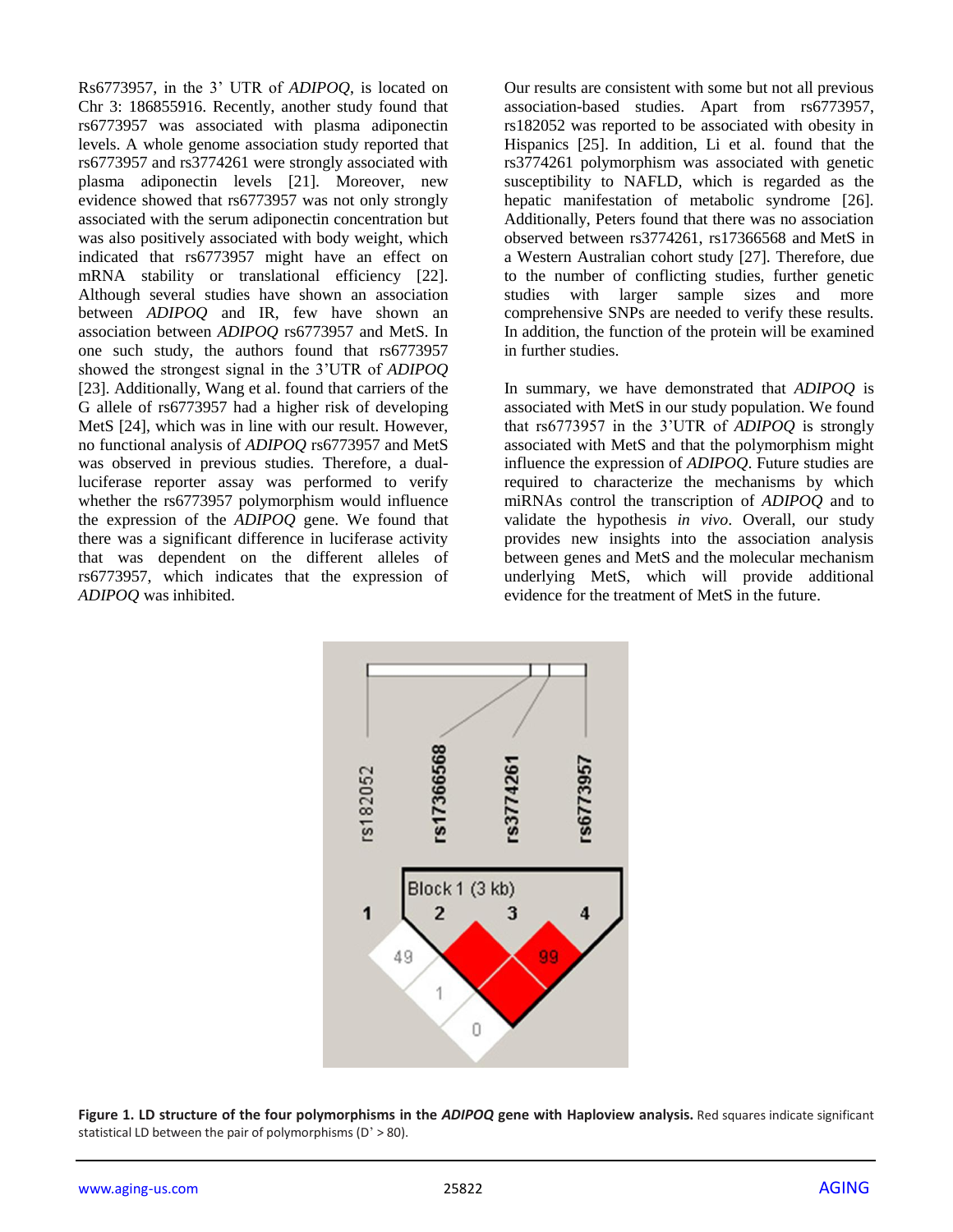Rs6773957, in the 3' UTR of *ADIPOQ*, is located on Chr 3: 186855916. Recently, another study found that rs6773957 was associated with plasma adiponectin levels. A whole genome association study reported that rs6773957 and rs3774261 were strongly associated with plasma adiponectin levels [21]. Moreover, new evidence showed that rs6773957 was not only strongly associated with the serum adiponectin concentration but was also positively associated with body weight, which indicated that rs6773957 might have an effect on mRNA stability or translational efficiency [22]. Although several studies have shown an association between *ADIPOQ* and IR, few have shown an association between *ADIPOQ* rs6773957 and MetS. In one such study, the authors found that rs6773957 showed the strongest signal in the 3'UTR of *ADIPOQ* [23]. Additionally, Wang et al. found that carriers of the G allele of rs6773957 had a higher risk of developing MetS [24], which was in line with our result. However, no functional analysis of *ADIPOQ* rs6773957 and MetS was observed in previous studies. Therefore, a dual-luciferase reporter assay was performed to verify whether the rs6773957 polymorphism would influence the expression of the *ADIPOQ* gene. We found that there was a significant difference in luciferase activity that was dependent on the different alleles of rs6773957, which indicates that the expression of *ADIPOQ* was inhibited.

Our results are consistent with some but not all previous association-based studies. Apart from rs6773957, rs182052 was reported to be associated with obesity in Hispanics [25]. In addition, Li et al. found that the rs3774261 polymorphism was associated with genetic susceptibility to NAFLD, which is regarded as the hepatic manifestation of metabolic syndrome [26]. Additionally, Peters found that there was no association observed between rs3774261, rs17366568 and MetS in a Western Australian cohort study [27]. Therefore, due to the number of conflicting studies, further genetic studies with larger sample sizes and more comprehensive SNPs are needed to verify these results. In addition, the function of the protein will be examined in further studies.

In summary, we have demonstrated that *ADIPOQ* is associated with MetS in our study population. We found that rs6773957 in the 3'UTR of *ADIPOQ* is strongly associated with MetS and that the polymorphism might influence the expression of *ADIPOQ*. Future studies are required to characterize the mechanisms by which miRNAs control the transcription of *ADIPOQ* and to validate the hypothesis *in vivo*. Overall, our study provides new insights into the association analysis between genes and MetS and the molecular mechanism underlying MetS, which will provide additional evidence for the treatment of MetS in the future.

**Figure 1. LD structure of the four polymorphisms in the *ADIPOQ* gene with Haploview analysis.** Red squares indicate significant statistical LD between the pair of polymorphisms (D' > 80).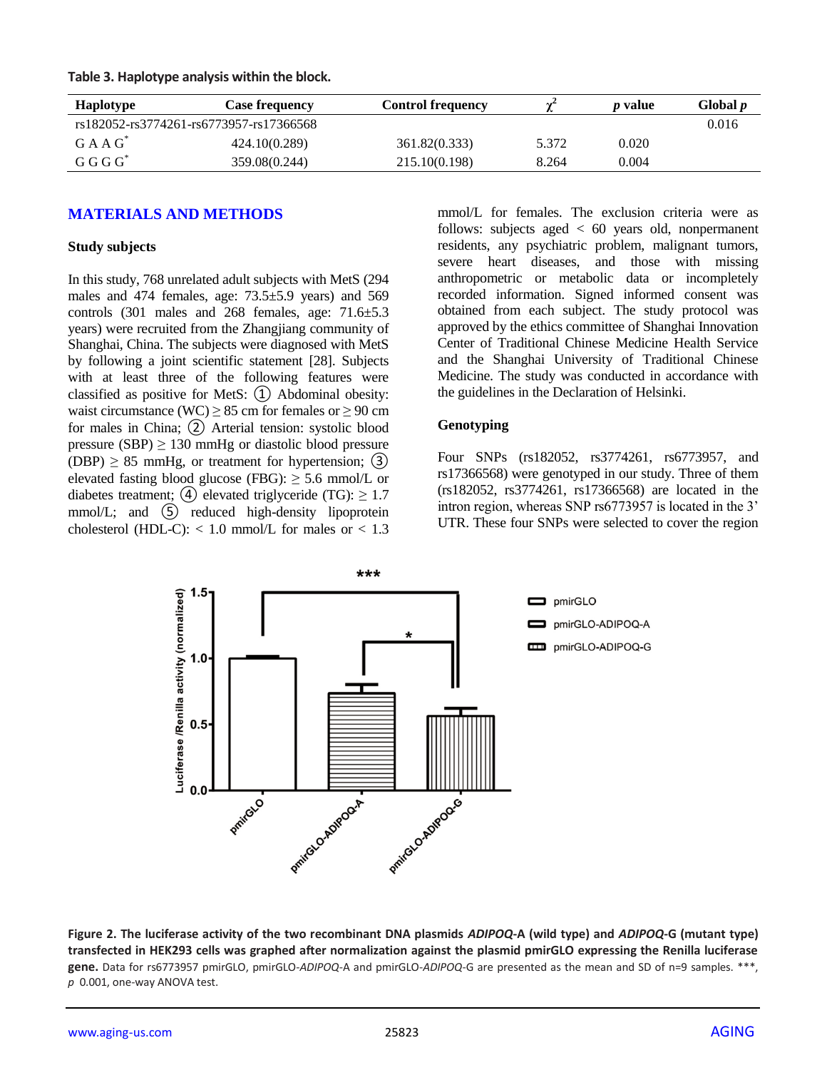**Table 3. Haplotype analysis within the block.**

| Haplotype | Case frequency | Control frequency | $\chi^2$ | *p* value | Global *p* |
|---|---|---|---|---|---|
| rs182052-rs3774261-rs6773957-rs17366568 | | | | | 0.016 |
| G A A G* | 424.10(0.289) | 361.82(0.333) | 5.372 | 0.020 | |
| G G G G* | 359.08(0.244) | 215.10(0.198) | 8.264 | 0.004 | |

## MATERIALS AND METHODS

### Study subjects

In this study, 768 unrelated adult subjects with MetS (294 males and 474 females, age: 73.5±5.9 years) and 569 controls (301 males and 268 females, age: 71.6±5.3 years) were recruited from the Zhangjiang community of Shanghai, China. The subjects were diagnosed with MetS by following a joint scientific statement [28]. Subjects with at least three of the following features were classified as positive for MetS: ① Abdominal obesity: waist circumstance (WC) ≥ 85 cm for females or ≥ 90 cm for males in China; ② Arterial tension: systolic blood pressure (SBP) ≥ 130 mmHg or diastolic blood pressure (DBP) ≥ 85 mmHg, or treatment for hypertension; ③ elevated fasting blood glucose (FBG): ≥ 5.6 mmol/L or diabetes treatment; ④ elevated triglyceride (TG): ≥ 1.7 mmol/L; and ⑤ reduced high-density lipoprotein cholesterol (HDL-C): < 1.0 mmol/L for males or < 1.3 mmol/L for females. The exclusion criteria were as follows: subjects aged < 60 years old, nonpermanent residents, any psychiatric problem, malignant tumors, severe heart diseases, and those with missing anthropometric or metabolic data or incompletely recorded information. Signed informed consent was obtained from each subject. The study protocol was approved by the ethics committee of Shanghai Innovation Center of Traditional Chinese Medicine Health Service and the Shanghai University of Traditional Chinese Medicine. The study was conducted in accordance with the guidelines in the Declaration of Helsinki.

### Genotyping

Four SNPs (rs182052, rs3774261, rs6773957, and rs17366568) were genotyped in our study. Three of them (rs182052, rs3774261, rs17366568) are located in the intron region, whereas SNP rs6773957 is located in the 3' UTR. These four SNPs were selected to cover the region

**Figure 2. The luciferase activity of the two recombinant DNA plasmids *ADIPOQ*-A (wild type) and *ADIPOQ*-G (mutant type) transfected in HEK293 cells was graphed after normalization against the plasmid pmirGLO expressing the Renilla luciferase gene.** Data for rs6773957 pmirGLO, pmirGLO-*ADIPOQ*-A and pmirGLO-*ADIPOQ*-G are presented as the mean and SD of n=9 samples. ***, *p* 0.001, one-way ANOVA test.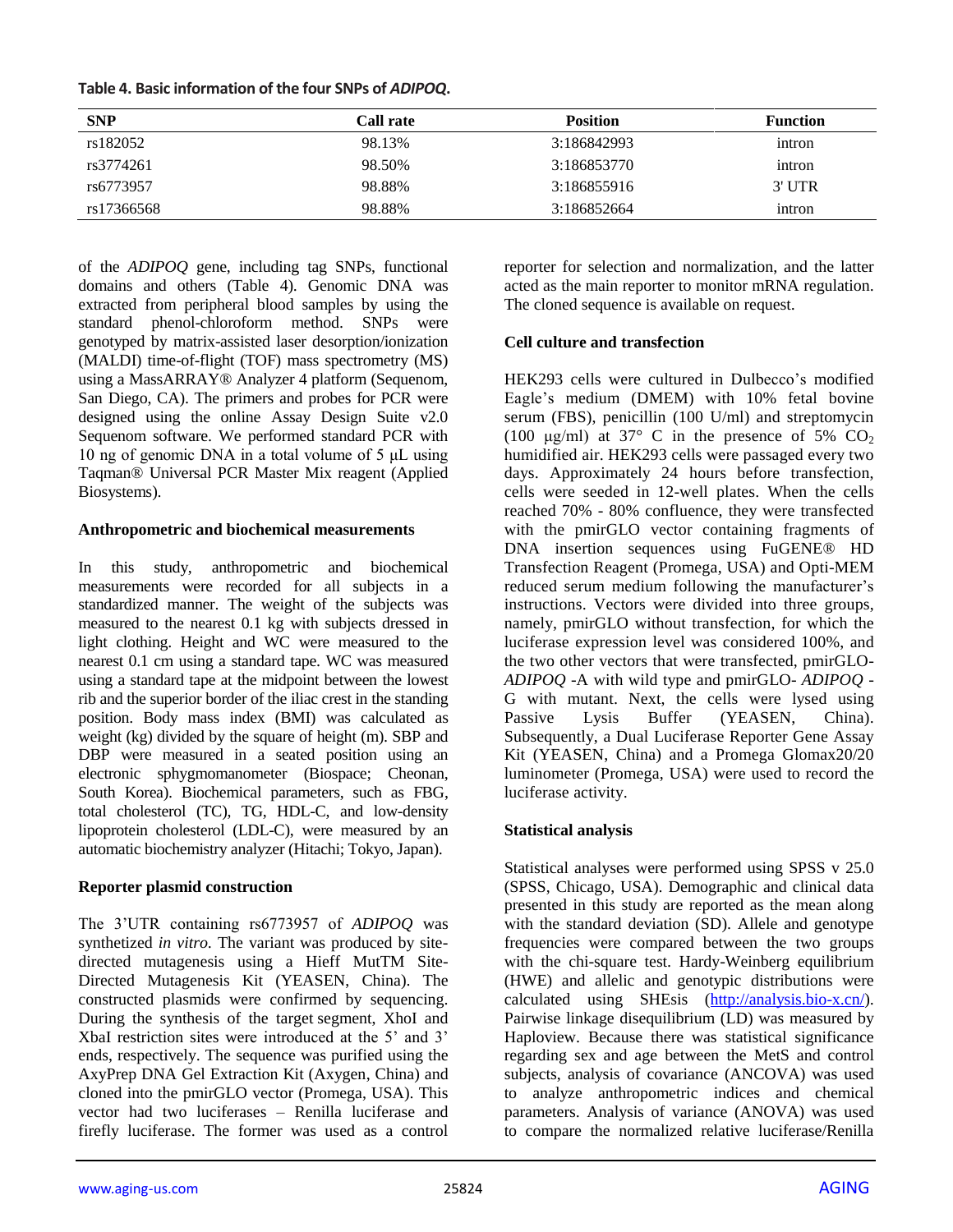**Table 4. Basic information of the four SNPs of *ADIPOQ*.**

| SNP | Call rate | Position | Function |
|---|---|---|---|
| rs182052 | 98.13% | 3:186842993 | intron |
| rs3774261 | 98.50% | 3:186853770 | intron |
| rs6773957 | 98.88% | 3:186855916 | 3' UTR |
| rs17366568 | 98.88% | 3:186852664 | intron |

of the *ADIPOQ* gene, including tag SNPs, functional domains and others (Table 4). Genomic DNA was extracted from peripheral blood samples by using the standard phenol-chloroform method. SNPs were genotyped by matrix-assisted laser desorption/ionization (MALDI) time-of-flight (TOF) mass spectrometry (MS) using a MassARRAY® Analyzer 4 platform (Sequenom, San Diego, CA). The primers and probes for PCR were designed using the online Assay Design Suite v2.0 Sequenom software. We performed standard PCR with 10 ng of genomic DNA in a total volume of 5 μL using Taqman® Universal PCR Master Mix reagent (Applied Biosystems).

### Anthropometric and biochemical measurements

In this study, anthropometric and biochemical measurements were recorded for all subjects in a standardized manner. The weight of the subjects was measured to the nearest 0.1 kg with subjects dressed in light clothing. Height and WC were measured to the nearest 0.1 cm using a standard tape. WC was measured using a standard tape at the midpoint between the lowest rib and the superior border of the iliac crest in the standing position. Body mass index (BMI) was calculated as weight (kg) divided by the square of height (m). SBP and DBP were measured in a seated position using an electronic sphygmomanometer (Biospace; Cheonan, South Korea). Biochemical parameters, such as FBG, total cholesterol (TC), TG, HDL-C, and low-density lipoprotein cholesterol (LDL-C), were measured by an automatic biochemistry analyzer (Hitachi; Tokyo, Japan).

### Reporter plasmid construction

The 3'UTR containing rs6773957 of *ADIPOQ* was synthetized *in vitro*. The variant was produced by site-directed mutagenesis using a Hieff MutTM Site-Directed Mutagenesis Kit (YEASEN, China). The constructed plasmids were confirmed by sequencing. During the synthesis of the target segment, XhoI and XbaI restriction sites were introduced at the 5' and 3' ends, respectively. The sequence was purified using the AxyPrep DNA Gel Extraction Kit (Axygen, China) and cloned into the pmirGLO vector (Promega, USA). This vector had two luciferases – Renilla luciferase and firefly luciferase. The former was used as a control reporter for selection and normalization, and the latter acted as the main reporter to monitor mRNA regulation. The cloned sequence is available on request.

### Cell culture and transfection

HEK293 cells were cultured in Dulbecco's modified Eagle's medium (DMEM) with 10% fetal bovine serum (FBS), penicillin (100 U/ml) and streptomycin (100 μg/ml) at 37° C in the presence of 5% $CO_2$ humidified air. HEK293 cells were passaged every two days. Approximately 24 hours before transfection, cells were seeded in 12-well plates. When the cells reached 70% - 80% confluence, they were transfected with the pmirGLO vector containing fragments of DNA insertion sequences using FuGENE® HD Transfection Reagent (Promega, USA) and Opti-MEM reduced serum medium following the manufacturer's instructions. Vectors were divided into three groups, namely, pmirGLO without transfection, for which the luciferase expression level was considered 100%, and the two other vectors that were transfected, pmirGLO-*ADIPOQ* -A with wild type and pmirGLO- *ADIPOQ* -G with mutant. Next, the cells were lysed using Passive Lysis Buffer (YEASEN, China). Subsequently, a Dual Luciferase Reporter Gene Assay Kit (YEASEN, China) and a Promega Glomax20/20 luminometer (Promega, USA) were used to record the luciferase activity.

### Statistical analysis

Statistical analyses were performed using SPSS v 25.0 (SPSS, Chicago, USA). Demographic and clinical data presented in this study are reported as the mean along with the standard deviation (SD). Allele and genotype frequencies were compared between the two groups with the chi-square test. Hardy-Weinberg equilibrium (HWE) and allelic and genotypic distributions were calculated using SHEsis (http://analysis.bio-x.cn/). Pairwise linkage disequilibrium (LD) was measured by Haploview. Because there was statistical significance regarding sex and age between the MetS and control subjects, analysis of covariance (ANCOVA) was used to analyze anthropometric indices and chemical parameters. Analysis of variance (ANOVA) was used to compare the normalized relative luciferase/Renilla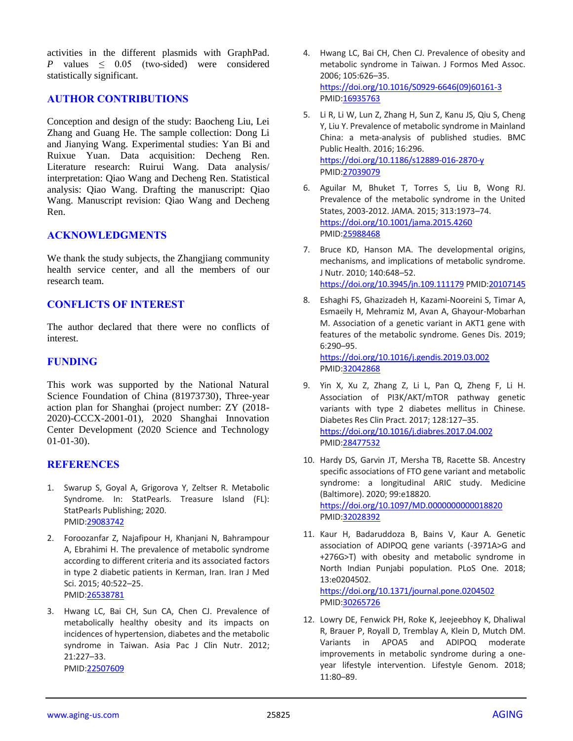activities in the different plasmids with GraphPad. $P$ values $\leq$ 0.05 (two-sided) were considered statistically significant.

## AUTHOR CONTRIBUTIONS

Conception and design of the study: Baocheng Liu, Lei Zhang and Guang He. The sample collection: Dong Li and Jianying Wang. Experimental studies: Yan Bi and Ruixue Yuan. Data acquisition: Decheng Ren. Literature research: Ruirui Wang. Data analysis/ interpretation: Qiao Wang and Decheng Ren. Statistical analysis: Qiao Wang. Drafting the manuscript: Qiao Wang. Manuscript revision: Qiao Wang and Decheng Ren.

## ACKNOWLEDGMENTS

We thank the study subjects, the Zhangjiang community health service center, and all the members of our research team.

## CONFLICTS OF INTEREST

The author declared that there were no conflicts of interest.

## FUNDING

This work was supported by the National Natural Science Foundation of China (81973730), Three-year action plan for Shanghai (project number: ZY (2018-2020)-CCCX-2001-01), 2020 Shanghai Innovation Center Development (2020 Science and Technology 01-01-30).

## REFERENCES

1. Swarup S, Goyal A, Grigorova Y, Zeltser R. Metabolic Syndrome. In: StatPearls. Treasure Island (FL): StatPearls Publishing; 2020. PMID:29083742

2. Foroozanfar Z, Najafipour H, Khanjani N, Bahrampour A, Ebrahimi H. The prevalence of metabolic syndrome according to different criteria and its associated factors in type 2 diabetic patients in Kerman, Iran. Iran J Med Sci. 2015; 40:522–25. PMID:26538781

3. Hwang LC, Bai CH, Sun CA, Chen CJ. Prevalence of metabolically healthy obesity and its impacts on incidences of hypertension, diabetes and the metabolic syndrome in Taiwan. Asia Pac J Clin Nutr. 2012; 21:227–33. PMID:22507609

4. Hwang LC, Bai CH, Chen CJ. Prevalence of obesity and metabolic syndrome in Taiwan. J Formos Med Assoc. 2006; 105:626–35. https://doi.org/10.1016/S0929-6646(09)60161-3 PMID:16935763

5. Li R, Li W, Lun Z, Zhang H, Sun Z, Kanu JS, Qiu S, Cheng Y, Liu Y. Prevalence of metabolic syndrome in Mainland China: a meta-analysis of published studies. BMC Public Health. 2016; 16:296. https://doi.org/10.1186/s12889-016-2870-y PMID:27039079

6. Aguilar M, Bhuket T, Torres S, Liu B, Wong RJ. Prevalence of the metabolic syndrome in the United States, 2003-2012. JAMA. 2015; 313:1973–74. https://doi.org/10.1001/jama.2015.4260 PMID:25988468

7. Bruce KD, Hanson MA. The developmental origins, mechanisms, and implications of metabolic syndrome. J Nutr. 2010; 140:648–52. https://doi.org/10.3945/jn.109.111179 PMID:20107145

8. Eshaghi FS, Ghazizadeh H, Kazami-Nooreini S, Timar A, Esmaeily H, Mehramiz M, Avan A, Ghayour-Mobarhan M. Association of a genetic variant in AKT1 gene with features of the metabolic syndrome. Genes Dis. 2019; 6:290–95. https://doi.org/10.1016/j.gendis.2019.03.002 PMID:32042868

9. Yin X, Xu Z, Zhang Z, Li L, Pan Q, Zheng F, Li H. Association of PI3K/AKT/mTOR pathway genetic variants with type 2 diabetes mellitus in Chinese. Diabetes Res Clin Pract. 2017; 128:127–35. https://doi.org/10.1016/j.diabres.2017.04.002 PMID:28477532

10. Hardy DS, Garvin JT, Mersha TB, Racette SB. Ancestry specific associations of FTO gene variant and metabolic syndrome: a longitudinal ARIC study. Medicine (Baltimore). 2020; 99:e18820. https://doi.org/10.1097/MD.0000000000018820 PMID:32028392

11. Kaur H, Badaruddoza B, Bains V, Kaur A. Genetic association of ADIPOQ gene variants (-3971A>G and +276G>T) with obesity and metabolic syndrome in North Indian Punjabi population. PLoS One. 2018; 13:e0204502. https://doi.org/10.1371/journal.pone.0204502 PMID:30265726

12. Lowry DE, Fenwick PH, Roke K, Jeejeebhoy K, Dhaliwal R, Brauer P, Royall D, Tremblay A, Klein D, Mutch DM. Variants in APOA5 and ADIPOQ moderate improvements in metabolic syndrome during a one-year lifestyle intervention. Lifestyle Genom. 2018; 11:80–89.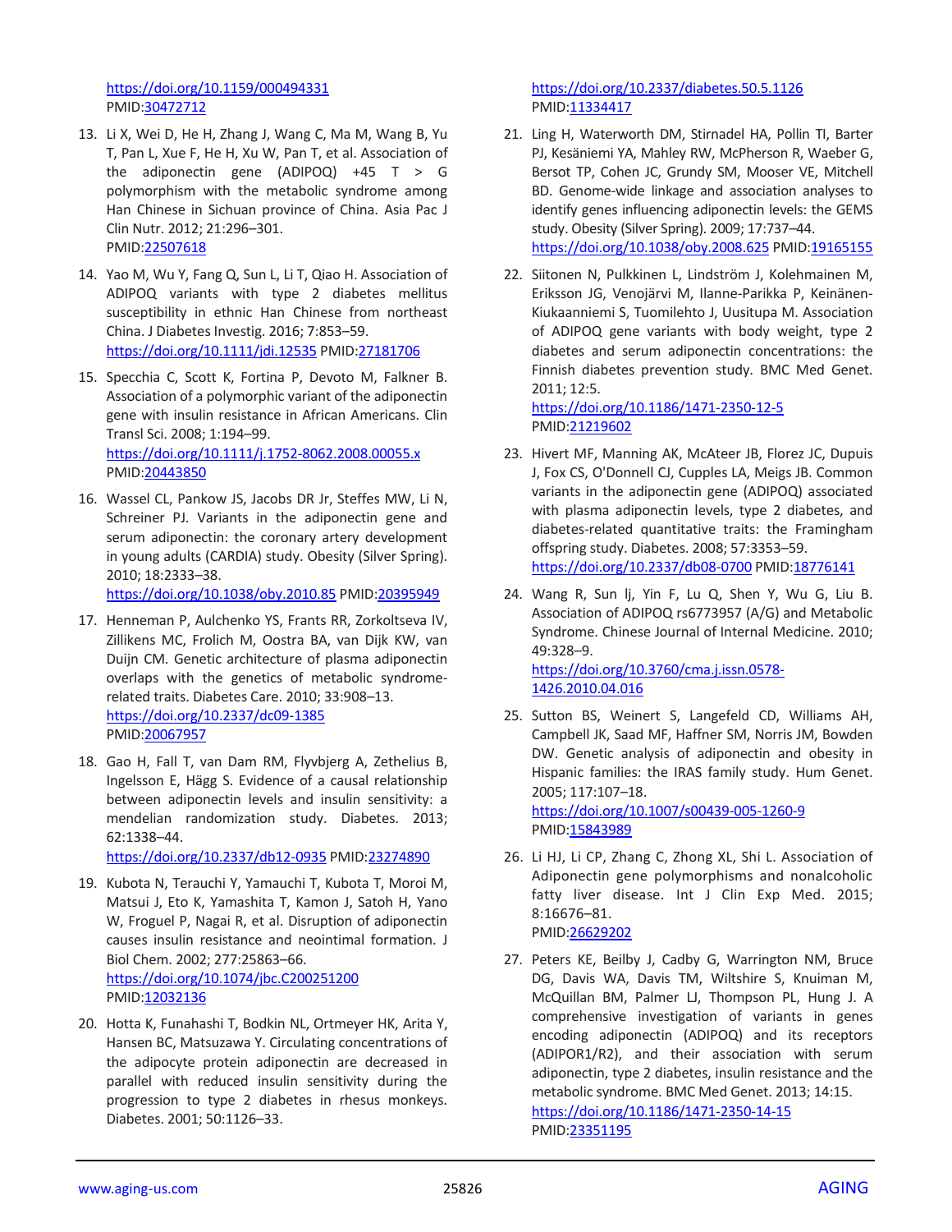https://doi.org/10.1159/000494331
PMID:30472712

13. Li X, Wei D, He H, Zhang J, Wang C, Ma M, Wang B, Yu T, Pan L, Xue F, He H, Xu W, Pan T, et al. Association of the adiponectin gene (ADIPOQ) +45 T > G polymorphism with the metabolic syndrome among Han Chinese in Sichuan province of China. Asia Pac J Clin Nutr. 2012; 21:296–301.
PMID:22507618

14. Yao M, Wu Y, Fang Q, Sun L, Li T, Qiao H. Association of ADIPOQ variants with type 2 diabetes mellitus susceptibility in ethnic Han Chinese from northeast China. J Diabetes Investig. 2016; 7:853–59.
https://doi.org/10.1111/jdi.12535 PMID:27181706

15. Specchia C, Scott K, Fortina P, Devoto M, Falkner B. Association of a polymorphic variant of the adiponectin gene with insulin resistance in African Americans. Clin Transl Sci. 2008; 1:194–99.
https://doi.org/10.1111/j.1752-8062.2008.00055.x
PMID:20443850

16. Wassel CL, Pankow JS, Jacobs DR Jr, Steffes MW, Li N, Schreiner PJ. Variants in the adiponectin gene and serum adiponectin: the coronary artery development in young adults (CARDIA) study. Obesity (Silver Spring). 2010; 18:2333–38.
https://doi.org/10.1038/oby.2010.85 PMID:20395949

17. Henneman P, Aulchenko YS, Frants RR, Zorkoltseva IV, Zillikens MC, Frolich M, Oostra BA, van Dijk KW, van Duijn CM. Genetic architecture of plasma adiponectin overlaps with the genetics of metabolic syndrome-related traits. Diabetes Care. 2010; 33:908–13.
https://doi.org/10.2337/dc09-1385
PMID:20067957

18. Gao H, Fall T, van Dam RM, Flyvbjerg A, Zethelius B, Ingelsson E, Hägg S. Evidence of a causal relationship between adiponectin levels and insulin sensitivity: a mendelian randomization study. Diabetes. 2013; 62:1338–44.
https://doi.org/10.2337/db12-0935 PMID:23274890

19. Kubota N, Terauchi Y, Yamauchi T, Kubota T, Moroi M, Matsui J, Eto K, Yamashita T, Kamon J, Satoh H, Yano W, Froguel P, Nagai R, et al. Disruption of adiponectin causes insulin resistance and neointimal formation. J Biol Chem. 2002; 277:25863–66.
https://doi.org/10.1074/jbc.C200251200
PMID:12032136

20. Hotta K, Funahashi T, Bodkin NL, Ortmeyer HK, Arita Y, Hansen BC, Matsuzawa Y. Circulating concentrations of the adipocyte protein adiponectin are decreased in parallel with reduced insulin sensitivity during the progression to type 2 diabetes in rhesus monkeys. Diabetes. 2001; 50:1126–33.
https://doi.org/10.2337/diabetes.50.5.1126
PMID:11334417

21. Ling H, Waterworth DM, Stirnadel HA, Pollin TI, Barter PJ, Kesäniemi YA, Mahley RW, McPherson R, Waeber G, Bersot TP, Cohen JC, Grundy SM, Mooser VE, Mitchell BD. Genome-wide linkage and association analyses to identify genes influencing adiponectin levels: the GEMS study. Obesity (Silver Spring). 2009; 17:737–44.
https://doi.org/10.1038/oby.2008.625 PMID:19165155

22. Siitonen N, Pulkkinen L, Lindström J, Kolehmainen M, Eriksson JG, Venojärvi M, Ilanne-Parikka P, Keinänen-Kiukaanniemi S, Tuomilehto J, Uusitupa M. Association of ADIPOQ gene variants with body weight, type 2 diabetes and serum adiponectin concentrations: the Finnish diabetes prevention study. BMC Med Genet. 2011; 12:5.
https://doi.org/10.1186/1471-2350-12-5
PMID:21219602

23. Hivert MF, Manning AK, McAteer JB, Florez JC, Dupuis J, Fox CS, O'Donnell CJ, Cupples LA, Meigs JB. Common variants in the adiponectin gene (ADIPOQ) associated with plasma adiponectin levels, type 2 diabetes, and diabetes-related quantitative traits: the Framingham offspring study. Diabetes. 2008; 57:3353–59.
https://doi.org/10.2337/db08-0700 PMID:18776141

24. Wang R, Sun lj, Yin F, Lu Q, Shen Y, Wu G, Liu B. Association of ADIPOQ rs6773957 (A/G) and Metabolic Syndrome. Chinese Journal of Internal Medicine. 2010; 49:328–9.
https://doi.org/10.3760/cma.j.issn.0578-1426.2010.04.016

25. Sutton BS, Weinert S, Langefeld CD, Williams AH, Campbell JK, Saad MF, Haffner SM, Norris JM, Bowden DW. Genetic analysis of adiponectin and obesity in Hispanic families: the IRAS family study. Hum Genet. 2005; 117:107–18.
https://doi.org/10.1007/s00439-005-1260-9
PMID:15843989

26. Li HJ, Li CP, Zhang C, Zhong XL, Shi L. Association of Adiponectin gene polymorphisms and nonalcoholic fatty liver disease. Int J Clin Exp Med. 2015; 8:16676–81.
PMID:26629202

27. Peters KE, Beilby J, Cadby G, Warrington NM, Bruce DG, Davis WA, Davis TM, Wiltshire S, Knuiman M, McQuillan BM, Palmer LJ, Thompson PL, Hung J. A comprehensive investigation of variants in genes encoding adiponectin (ADIPOQ) and its receptors (ADIPOR1/R2), and their association with serum adiponectin, type 2 diabetes, insulin resistance and the metabolic syndrome. BMC Med Genet. 2013; 14:15.
https://doi.org/10.1186/1471-2350-14-15
PMID:23351195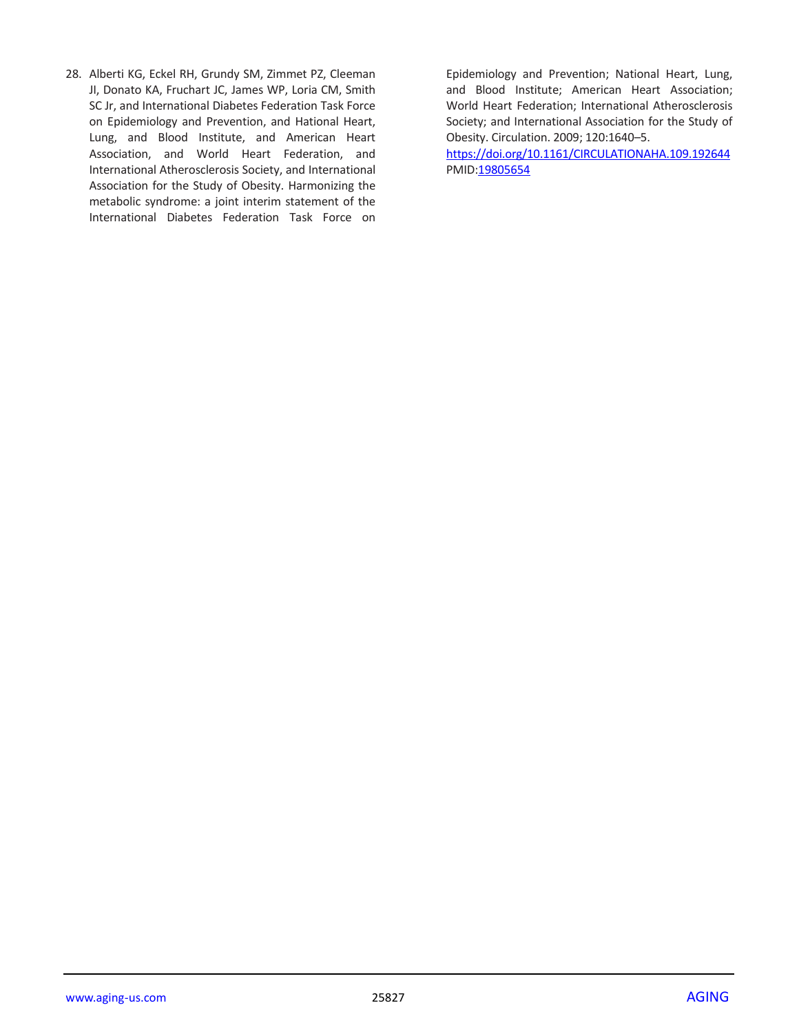28. Alberti KG, Eckel RH, Grundy SM, Zimmet PZ, Cleeman JI, Donato KA, Fruchart JC, James WP, Loria CM, Smith SC Jr, and International Diabetes Federation Task Force on Epidemiology and Prevention, and Hational Heart, Lung, and Blood Institute, and American Heart Association, and World Heart Federation, and International Atherosclerosis Society, and International Association for the Study of Obesity. Harmonizing the metabolic syndrome: a joint interim statement of the International Diabetes Federation Task Force on Epidemiology and Prevention; National Heart, Lung, and Blood Institute; American Heart Association; World Heart Federation; International Atherosclerosis Society; and International Association for the Study of Obesity. Circulation. 2009; 120:1640–5. https://doi.org/10.1161/CIRCULATIONAHA.109.192644 PMID:19805654